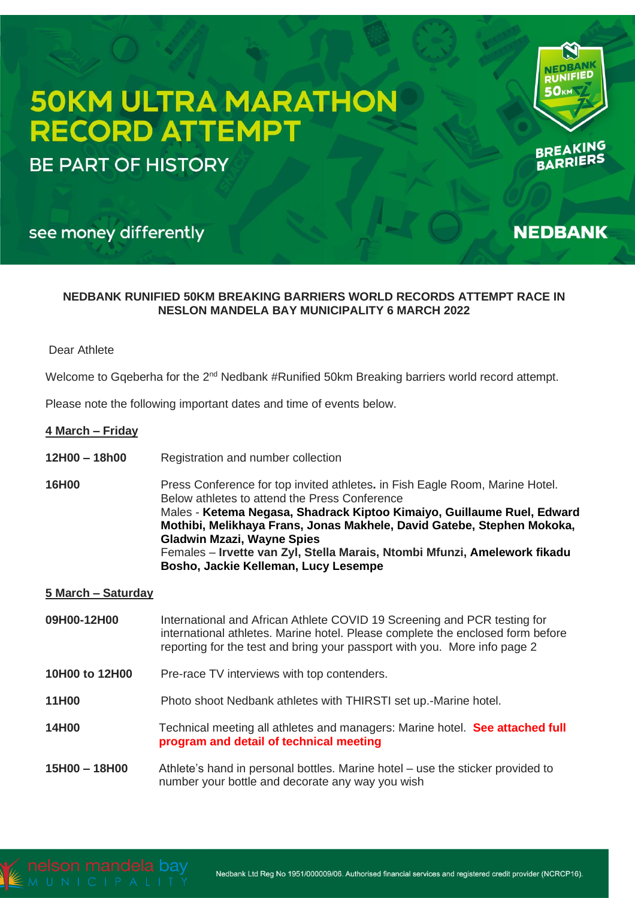# 50KM ULTRA MARATHON RECORD ATTEMPT

## BE PART OF HISTORY

see money differently

NEDBANK RUNIFIED 50KM BREAKING BARRIERS

NEDBANK

**NEDBANK RUNIFIED 50KM BREAKING BARRIERS WORLD RECORDS ATTEMPT RACE IN NESLON MANDELA BAY MUNICIPALITY 6 MARCH 2022**

Dear Athlete

Welcome to Gqeberha for the 2nd Nedbank #Runified 50km Breaking barriers world record attempt.

Please note the following important dates and time of events below.

**<u>4 March – Friday</u>**

| | |
|---|---|
| **12H00 – 18h00** | Registration and number collection |
| **16H00** | Press Conference for top invited athletes**.** in Fish Eagle Room, Marine Hotel. Below athletes to attend the Press Conference<br>Males - **Ketema Negasa, Shadrack Kiptoo Kimaiyo, Guillaume Ruel, Edward Mothibi, Melikhaya Frans, Jonas Makhele, David Gatebe, Stephen Mokoka, Gladwin Mzazi, Wayne Spies**<br>Females – **Irvette van Zyl, Stella Marais, Ntombi Mfunzi, Amelework fikadu Bosho, Jackie Kelleman, Lucy Lesempe** |

**<u>5 March – Saturday</u>**

| | |
|---|---|
| **09H00-12H00** | International and African Athlete COVID 19 Screening and PCR testing for international athletes. Marine hotel. Please complete the enclosed form before reporting for the test and bring your passport with you. More info page 2 |
| **10H00 to 12H00** | Pre-race TV interviews with top contenders. |
| **11H00** | Photo shoot Nedbank athletes with THIRSTI set up.-Marine hotel. |
| **14H00** | Technical meeting all athletes and managers: Marine hotel. **See attached full program and detail of technical meeting** |
| **15H00 – 18H00** | Athlete's hand in personal bottles. Marine hotel – use the sticker provided to number your bottle and decorate any way you wish |

nelson mandela bay MUNICIPALITY

Nedbank Ltd Reg No 1951/000009/06. Authorised financial services and registered credit provider (NCRCP16).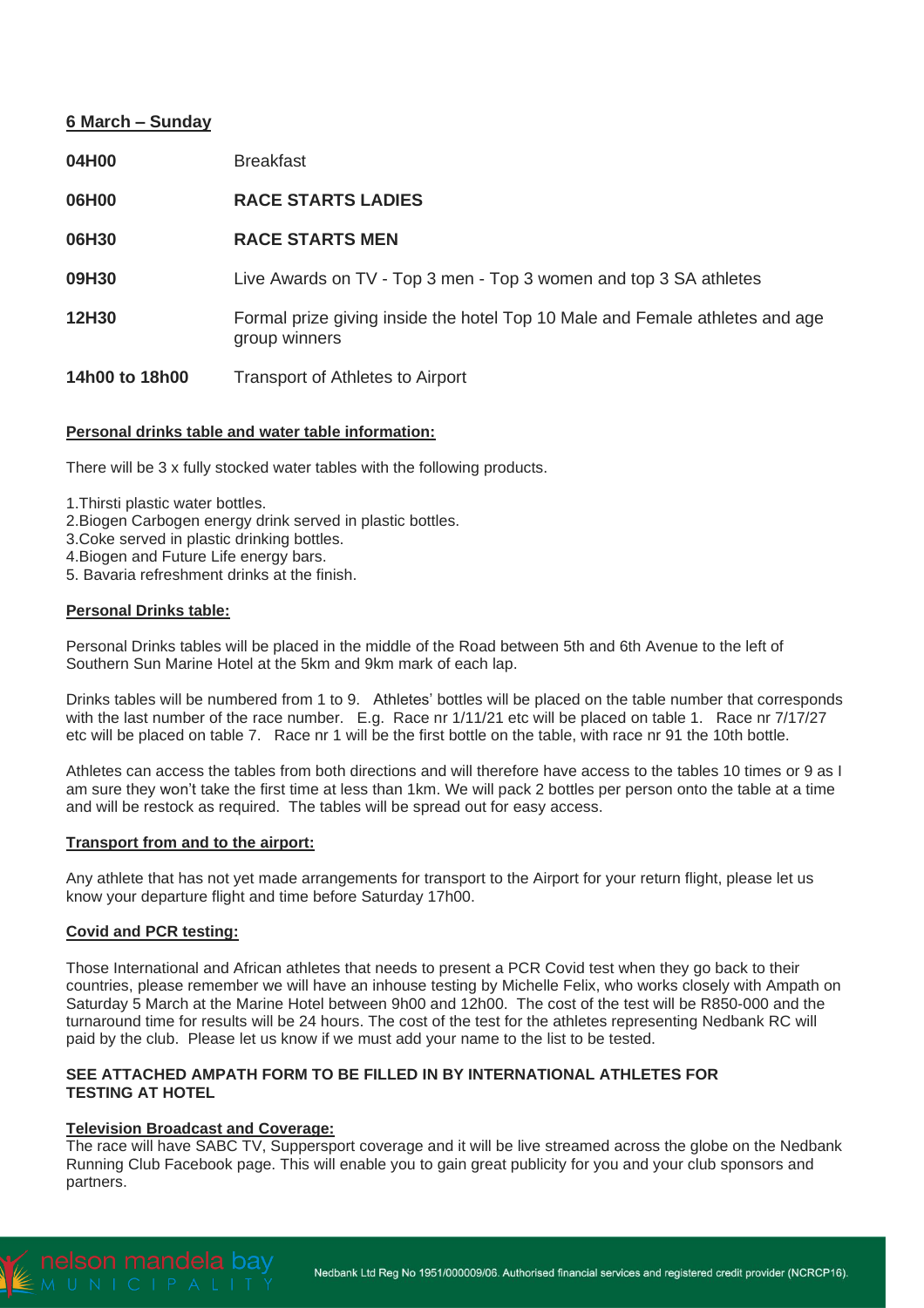**6 March – Sunday**

| | |
|---|---|
| **04H00** | Breakfast |
| **06H00** | **RACE STARTS LADIES** |
| **06H30** | **RACE STARTS MEN** |
| **09H30** | Live Awards on TV - Top 3 men - Top 3 women and top 3 SA athletes |
| **12H30** | Formal prize giving inside the hotel Top 10 Male and Female athletes and age group winners |
| **14h00 to 18h00** | Transport of Athletes to Airport |

**Personal drinks table and water table information:**

There will be 3 x fully stocked water tables with the following products.

1. Thirsti plastic water bottles.
2. Biogen Carbogen energy drink served in plastic bottles.
3. Coke served in plastic drinking bottles.
4. Biogen and Future Life energy bars.
5. Bavaria refreshment drinks at the finish.

**Personal Drinks table:**

Personal Drinks tables will be placed in the middle of the Road between 5th and 6th Avenue to the left of Southern Sun Marine Hotel at the 5km and 9km mark of each lap.

Drinks tables will be numbered from 1 to 9. Athletes' bottles will be placed on the table number that corresponds with the last number of the race number. E.g. Race nr 1/11/21 etc will be placed on table 1. Race nr 7/17/27 etc will be placed on table 7. Race nr 1 will be the first bottle on the table, with race nr 91 the 10th bottle.

Athletes can access the tables from both directions and will therefore have access to the tables 10 times or 9 as I am sure they won't take the first time at less than 1km. We will pack 2 bottles per person onto the table at a time and will be restock as required. The tables will be spread out for easy access.

**Transport from and to the airport:**

Any athlete that has not yet made arrangements for transport to the Airport for your return flight, please let us know your departure flight and time before Saturday 17h00.

**Covid and PCR testing:**

Those International and African athletes that needs to present a PCR Covid test when they go back to their countries, please remember we will have an inhouse testing by Michelle Felix, who works closely with Ampath on Saturday 5 March at the Marine Hotel between 9h00 and 12h00. The cost of the test will be R850-000 and the turnaround time for results will be 24 hours. The cost of the test for the athletes representing Nedbank RC will paid by the club. Please let us know if we must add your name to the list to be tested.

**SEE ATTACHED AMPATH FORM TO BE FILLED IN BY INTERNATIONAL ATHLETES FOR TESTING AT HOTEL**

**Television Broadcast and Coverage:**

The race will have SABC TV, Suppersport coverage and it will be live streamed across the globe on the Nedbank Running Club Facebook page. This will enable you to gain great publicity for you and your club sponsors and partners.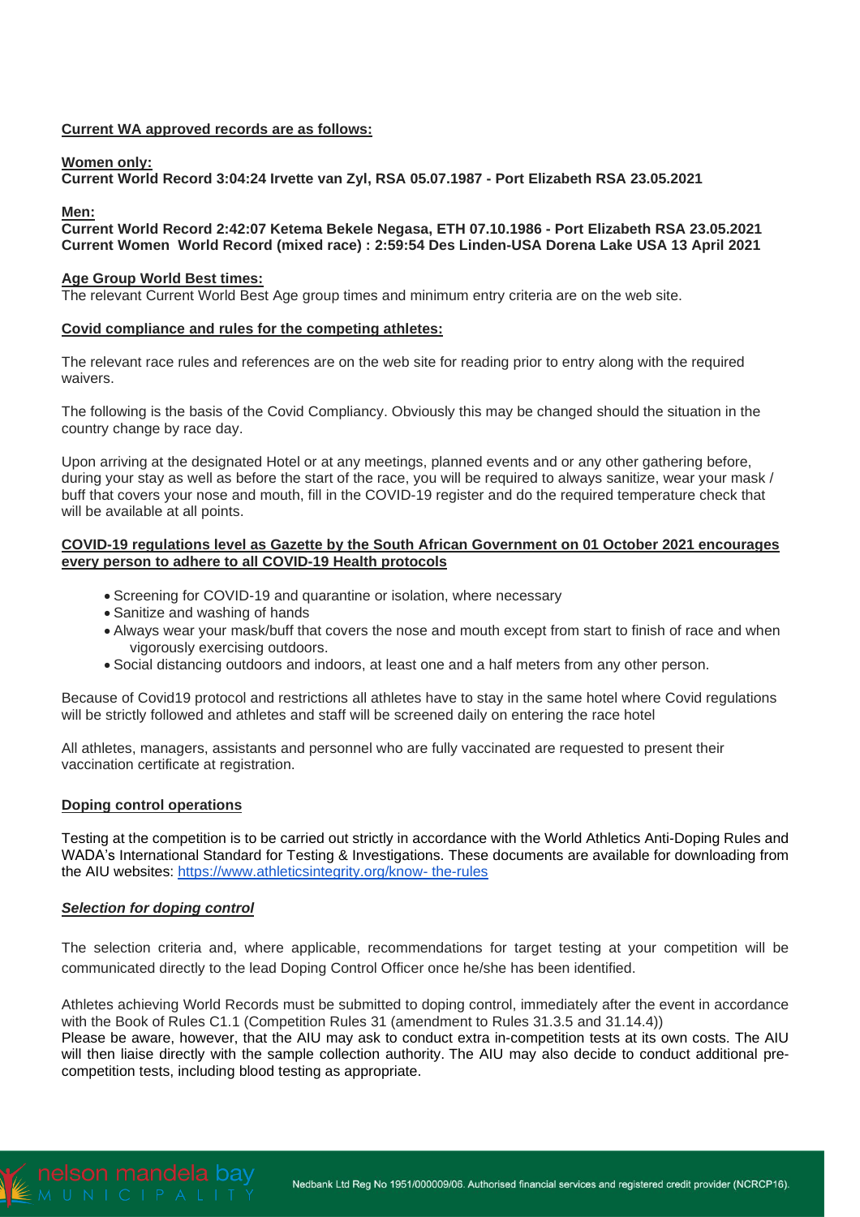**Current WA approved records are as follows:**

**Women only:**

**Current World Record 3:04:24 Irvette van Zyl, RSA 05.07.1987 - Port Elizabeth RSA 23.05.2021**

**Men:**

**Current World Record 2:42:07 Ketema Bekele Negasa, ETH 07.10.1986 - Port Elizabeth RSA 23.05.2021**
**Current Women World Record (mixed race) : 2:59:54 Des Linden-USA Dorena Lake USA 13 April 2021**

**Age Group World Best times:**

The relevant Current World Best Age group times and minimum entry criteria are on the web site.

**Covid compliance and rules for the competing athletes:**

The relevant race rules and references are on the web site for reading prior to entry along with the required waivers.

The following is the basis of the Covid Compliancy. Obviously this may be changed should the situation in the country change by race day.

Upon arriving at the designated Hotel or at any meetings, planned events and or any other gathering before, during your stay as well as before the start of the race, you will be required to always sanitize, wear your mask / buff that covers your nose and mouth, fill in the COVID-19 register and do the required temperature check that will be available at all points.

**COVID-19 regulations level as Gazette by the South African Government on 01 October 2021 encourages every person to adhere to all COVID-19 Health protocols**

- Screening for COVID-19 and quarantine or isolation, where necessary
- Sanitize and washing of hands
- Always wear your mask/buff that covers the nose and mouth except from start to finish of race and when vigorously exercising outdoors.
- Social distancing outdoors and indoors, at least one and a half meters from any other person.

Because of Covid19 protocol and restrictions all athletes have to stay in the same hotel where Covid regulations will be strictly followed and athletes and staff will be screened daily on entering the race hotel

All athletes, managers, assistants and personnel who are fully vaccinated are requested to present their vaccination certificate at registration.

**Doping control operations**

Testing at the competition is to be carried out strictly in accordance with the World Athletics Anti-Doping Rules and WADA's International Standard for Testing & Investigations. These documents are available for downloading from the AIU websites: https://www.athleticsintegrity.org/know- the-rules

***Selection for doping control***

The selection criteria and, where applicable, recommendations for target testing at your competition will be communicated directly to the lead Doping Control Officer once he/she has been identified.

Athletes achieving World Records must be submitted to doping control, immediately after the event in accordance with the Book of Rules C1.1 (Competition Rules 31 (amendment to Rules 31.3.5 and 31.14.4))
Please be aware, however, that the AIU may ask to conduct extra in-competition tests at its own costs. The AIU will then liaise directly with the sample collection authority. The AIU may also decide to conduct additional pre-competition tests, including blood testing as appropriate.

nelson mandela bay MUNICIPALITY

Nedbank Ltd Reg No 1951/000009/06. Authorised financial services and registered credit provider (NCRCP16).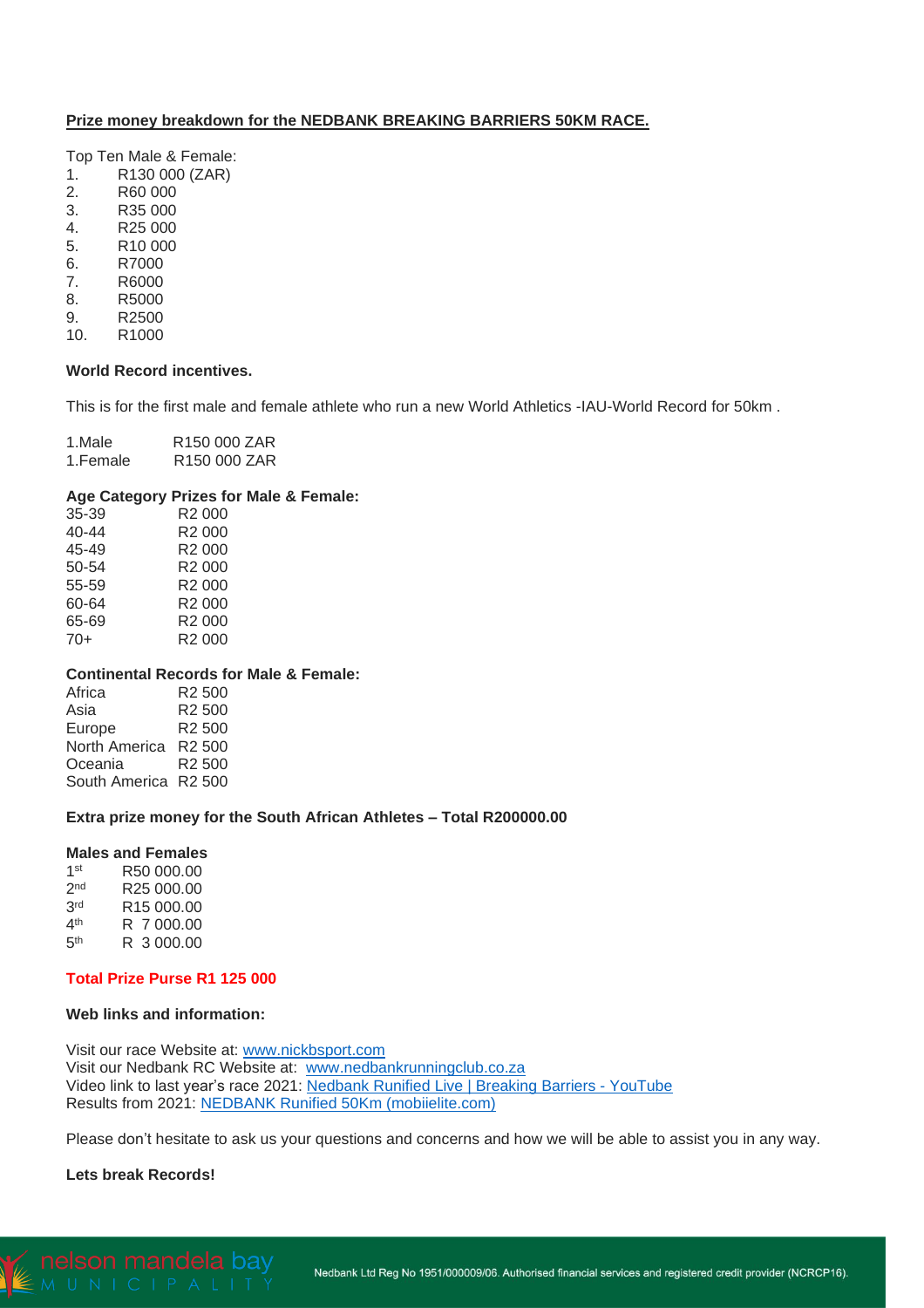**Prize money breakdown for the NEDBANK BREAKING BARRIERS 50KM RACE.**

Top Ten Male & Female:

1. R130 000 (ZAR)
2. R60 000
3. R35 000
4. R25 000
5. R10 000
6. R7000
7. R6000
8. R5000
9. R2500
10. R1000

**World Record incentives.**

This is for the first male and female athlete who run a new World Athletics -IAU-World Record for 50km .

| | |
|---|---|
| 1.Male | R150 000 ZAR |
| 1.Female | R150 000 ZAR |

**Age Category Prizes for Male & Female:**

| | |
|---|---|
| 35-39 | R2 000 |
| 40-44 | R2 000 |
| 45-49 | R2 000 |
| 50-54 | R2 000 |
| 55-59 | R2 000 |
| 60-64 | R2 000 |
| 65-69 | R2 000 |
| 70+ | R2 000 |

**Continental Records for Male & Female:**

| | |
|---|---|
| Africa | R2 500 |
| Asia | R2 500 |
| Europe | R2 500 |
| North America | R2 500 |
| Oceania | R2 500 |
| South America | R2 500 |

**Extra prize money for the South African Athletes – Total R200000.00**

**Males and Females**

| | |
|---|---|
| 1st | R50 000.00 |
| 2nd | R25 000.00 |
| 3rd | R15 000.00 |
| 4th | R 7 000.00 |
| 5th | R 3 000.00 |

**Total Prize Purse R1 125 000**

**Web links and information:**

Visit our race Website at: [www.nickbsport.com](www.nickbsport.com)
Visit our Nedbank RC Website at: [www.nedbankrunningclub.co.za](www.nedbankrunningclub.co.za)
Video link to last year's race 2021: Nedbank Runified Live | Breaking Barriers - YouTube
Results from 2021: NEDBANK Runified 50Km (mobiielite.com)

Please don't hesitate to ask us your questions and concerns and how we will be able to assist you in any way.

**Lets break Records!**

nelson mandela bay MUNICIPALITY

Nedbank Ltd Reg No 1951/000009/06. Authorised financial services and registered credit provider (NCRCP16).